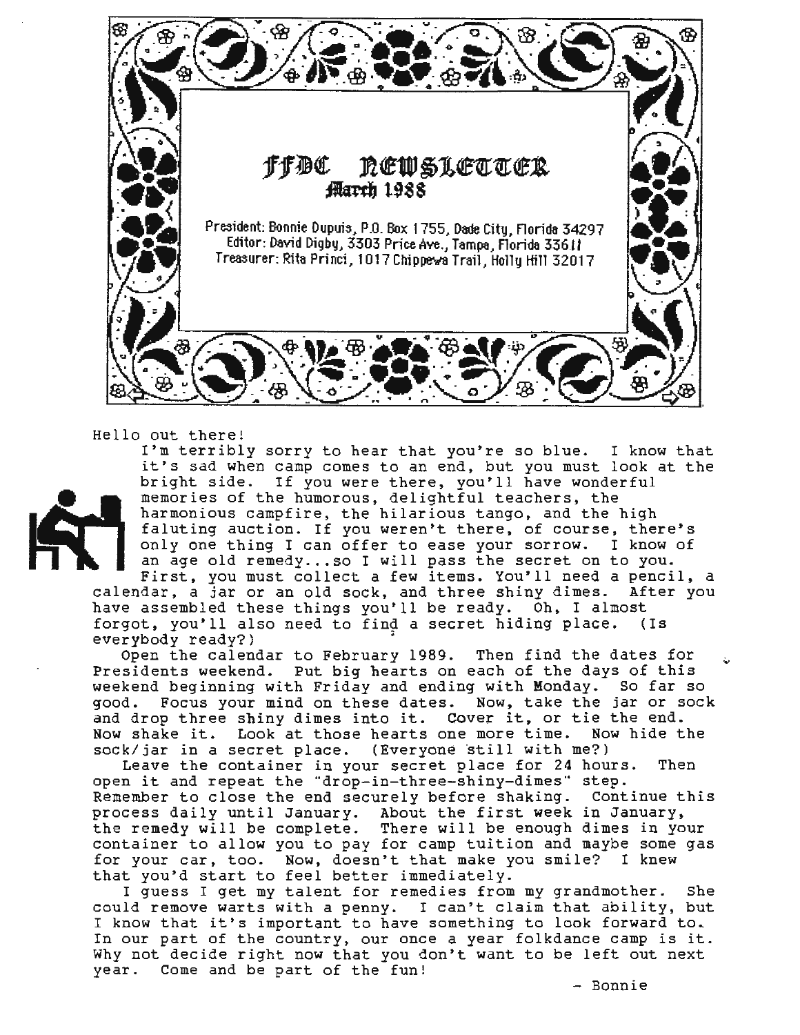# FFDC NEWSLETTER

## March 1988

President: Bonnie Dupuis, P.O. Box 1755, Dade City, Florida 34297
Editor: David Digby, 3303 Price Ave., Tampa, Florida 33611
Treasurer: Rita Princi, 1017 Chippewa Trail, Holly Hill 32017

Hello out there!

I'm terribly sorry to hear that you're so blue. I know that it's sad when camp comes to an end, but you must look at the bright side. If you were there, you'll have wonderful memories of the humorous, delightful teachers, the harmonious campfire, the hilarious tango, and the high faluting auction. If you weren't there, of course, there's only one thing I can offer to ease your sorrow. I know of an age old remedy...so I will pass the secret on to you.

First, you must collect a few items. You'll need a pencil, a calendar, a jar or an old sock, and three shiny dimes. After you have assembled these things you'll be ready. Oh, I almost forgot, you'll also need to find a secret hiding place. (Is everybody ready?)

Open the calendar to February 1989. Then find the dates for Presidents weekend. Put big hearts on each of the days of this weekend beginning with Friday and ending with Monday. So far so good. Focus your mind on these dates. Now, take the jar or sock and drop three shiny dimes into it. Cover it, or tie the end. Now shake it. Look at those hearts one more time. Now hide the sock/jar in a secret place. (Everyone still with me?)

Leave the container in your secret place for 24 hours. Then open it and repeat the "drop-in-three-shiny-dimes" step. Remember to close the end securely before shaking. Continue this process daily until January. About the first week in January, the remedy will be complete. There will be enough dimes in your container to allow you to pay for camp tuition and maybe some gas for your car, too. Now, doesn't that make you smile? I knew that you'd start to feel better immediately.

I guess I get my talent for remedies from my grandmother. She could remove warts with a penny. I can't claim that ability, but I know that it's important to have something to look forward to. In our part of the country, our once a year folkdance camp is it. Why not decide right now that you don't want to be left out next year. Come and be part of the fun!

\- Bonnie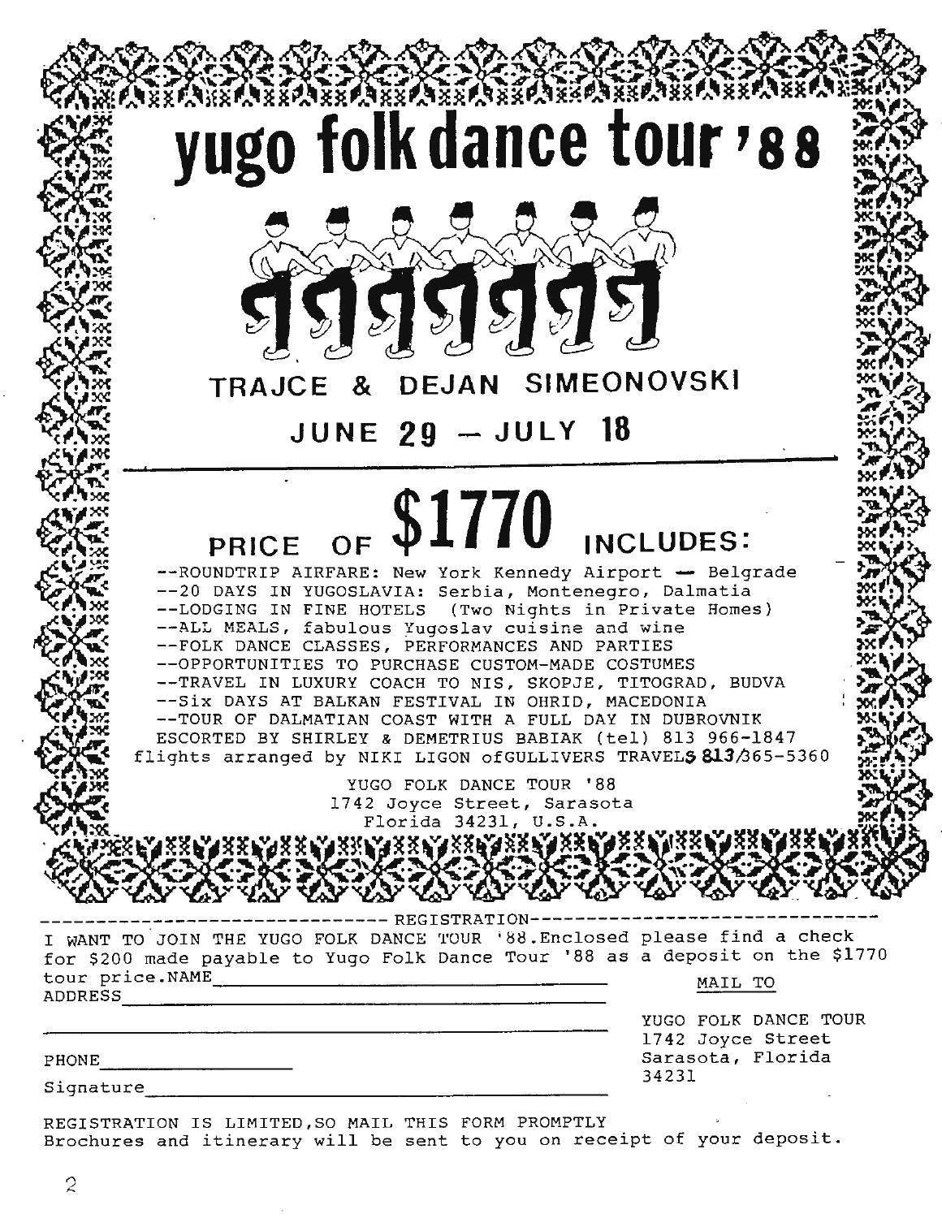# yugo folk dance tour '88

## TRAJCE & DEJAN SIMEONOVSKI

## JUNE 29 — JULY 18

## PRICE OF $1770 INCLUDES:

- --ROUNDTRIP AIRFARE: New York Kennedy Airport — Belgrade
- --20 DAYS IN YUGOSLAVIA: Serbia, Montenegro, Dalmatia
- --LODGING IN FINE HOTELS (Two Nights in Private Homes)
- --ALL MEALS, fabulous Yugoslav cuisine and wine
- --FOLK DANCE CLASSES, PERFORMANCES AND PARTIES
- --OPPORTUNITIES TO PURCHASE CUSTOM-MADE COSTUMES
- --TRAVEL IN LUXURY COACH TO NIS, SKOPJE, TITOGRAD, BUDVA
- --Six DAYS AT BALKAN FESTIVAL IN OHRID, MACEDONIA
- --TOUR OF DALMATIAN COAST WITH A FULL DAY IN DUBROVNIK

ESCORTED BY SHIRLEY & DEMETRIUS BABIAK (tel) 813 966-1847
flights arranged by NIKI LIGON ofGULLIVERS TRAVELS 813/365-5360

YUGO FOLK DANCE TOUR '88
1742 Joyce Street, Sarasota
Florida 34231, U.S.A.

---

REGISTRATION

I WANT TO JOIN THE YUGO FOLK DANCE TOUR '88.Enclosed please find a check for $200 made payable to Yugo Folk Dance Tour '88 as a deposit on the $1770 tour price.NAME____________________________
ADDRESS____________________________
____________________________
PHONE______________
Signature____________________________

MAIL TO

YUGO FOLK DANCE TOUR
1742 Joyce Street
Sarasota, Florida
34231

REGISTRATION IS LIMITED,SO MAIL THIS FORM PROMPTLY
Brochures and itinerary will be sent to you on receipt of your deposit.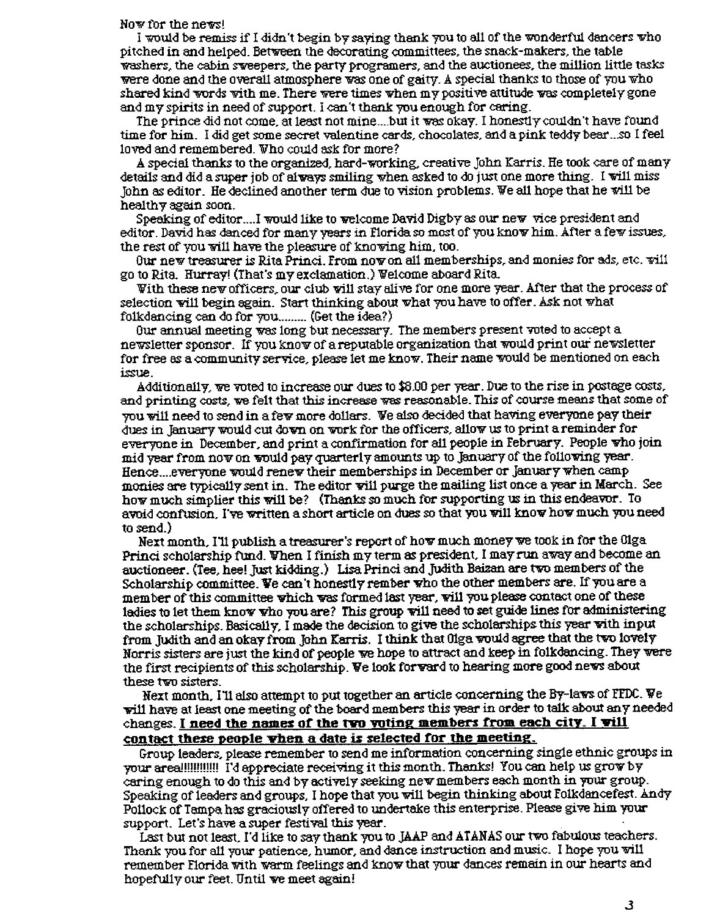Now for the news!

I would be remiss if I didn't begin by saying thank you to all of the wonderful dancers who pitched in and helped. Between the decorating committees, the snack-makers, the table washers, the cabin sweepers, the party programers, and the auctionees, the million little tasks were done and the overall atmosphere was one of gaity. A special thanks to those of you who shared kind words with me. There were times when my positive attitude was completely gone and my spirits in need of support. I can't thank you enough for caring.

The prince did not come, at least not mine....but it was okay. I honestly couldn't have found time for him. I did get some secret valentine cards, chocolates, and a pink teddy bear...so I feel loved and remembered. Who could ask for more?

A special thanks to the organized, hard-working, creative John Karris. He took care of many details and did a super job of always smiling when asked to do just one more thing. I will miss John as editor. He declined another term due to vision problems. We all hope that he will be healthy again soon.

Speaking of editor....I would like to welcome David Digby as our new vice president and editor. David has danced for many years in Florida so most of you know him. After a few issues, the rest of you will have the pleasure of knowing him, too.

Our new treasurer is Rita Princi. From now on all memberships, and monies for ads, etc. will go to Rita. Hurray! (That's my exclamation.) Welcome aboard Rita.

With these new officers, our club will stay alive for one more year. After that the process of selection will begin again. Start thinking about what you have to offer. Ask not what folkdancing can do for you......... (Get the idea?)

Our annual meeting was long but necessary. The members present voted to accept a newsletter sponsor. If you know of a reputable organization that would print our newsletter for free as a community service, please let me know. Their name would be mentioned on each issue.

Additionally, we voted to increase our dues to $8.00 per year. Due to the rise in postage costs, and printing costs, we felt that this increase was reasonable. This of course means that some of you will need to send in a few more dollars. We also decided that having everyone pay their dues in January would cut down on work for the officers, allow us to print a reminder for everyone in December, and print a confirmation for all people in February. People who join mid year from now on would pay quarterly amounts up to January of the following year. Hence....everyone would renew their memberships in December or January when camp monies are typically sent in. The editor will purge the mailing list once a year in March. See how much simplier this will be? (Thanks so much for supporting us in this endeavor. To avoid confusion, I've written a short article on dues so that you will know how much you need to send.)

Next month, I'll publish a treasurer's report of how much money we took in for the Olga Princi scholarship fund. When I finish my term as president, I may run away and become an auctioneer. (Tee, hee! Just kidding.) Lisa Princi and Judith Baizan are two members of the Scholarship committee. We can't honestly rember who the other members are. If you are a member of this committee which was formed last year, will you please contact one of these ladies to let them know who you are? This group will need to set guide lines for administering the scholarships. Basically, I made the decision to give the scholarships this year with input from Judith and an okay from John Karris. I think that Olga would agree that the two lovely Norris sisters are just the kind of people we hope to attract and keep in folkdancing. They were the first recipients of this scholarship. We look forward to hearing more good news about these two sisters.

Next month, I'll also attempt to put together an article concerning the By-laws of FFDC. We will have at least one meeting of the board members this year in order to talk about any needed changes. **<u>I need the names of the two voting members from each city. I will contact these people when a date is selected for the meeting.</u>**

Group leaders, please remember to send me information concerning single ethnic groups in your area!!!!!!!!!!! I'd appreciate receiving it this month. Thanks! You can help us grow by caring enough to do this and by actively seeking new members each month in your group. Speaking of leaders and groups, I hope that you will begin thinking about Folkdancefest. Andy Pollock of Tampa has graciously offered to undertake this enterprise. Please give him your support. Let's have a super festival this year.

Last but not least, I'd like to say thank you to JAAP and ATANAS our two fabulous teachers. Thank you for all your patience, humor, and dance instruction and music. I hope you will remember Florida with warm feelings and know that your dances remain in our hearts and hopefully our feet. Until we meet again!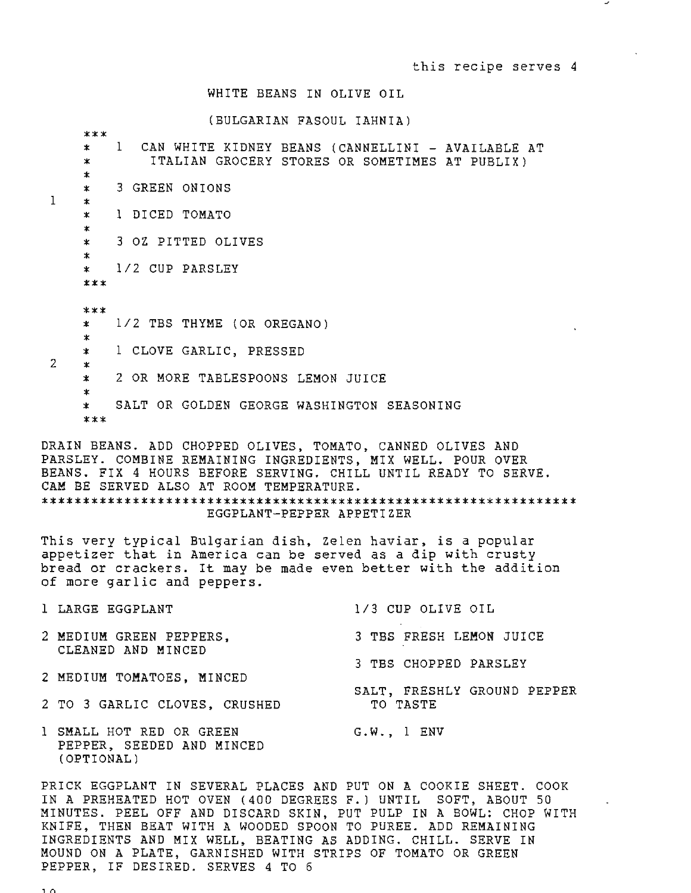this recipe serves 4

## WHITE BEANS IN OLIVE OIL

### (BULGARIAN FASOUL IAHNIA)

**1**

- 1 CAN WHITE KIDNEY BEANS (CANNELLINI - AVAILABLE AT ITALIAN GROCERY STORES OR SOMETIMES AT PUBLIX)
- 3 GREEN ONIONS
- 1 DICED TOMATO
- 3 OZ PITTED OLIVES
- 1/2 CUP PARSLEY

**2**

- 1/2 TBS THYME (OR OREGANO)
- 1 CLOVE GARLIC, PRESSED
- 2 OR MORE TABLESPOONS LEMON JUICE
- SALT OR GOLDEN GEORGE WASHINGTON SEASONING

DRAIN BEANS. ADD CHOPPED OLIVES, TOMATO, CANNED OLIVES AND PARSLEY. COMBINE REMAINING INGREDIENTS, MIX WELL. POUR OVER BEANS. FIX 4 HOURS BEFORE SERVING. CHILL UNTIL READY TO SERVE. CAM BE SERVED ALSO AT ROOM TEMPERATURE.

---

## EGGPLANT-PEPPER APPETIZER

This very typical Bulgarian dish, Zelen haviar, is a popular appetizer that in America can be served as a dip with crusty bread or crackers. It may be made even better with the addition of more garlic and peppers.

- 1 LARGE EGGPLANT
- 2 MEDIUM GREEN PEPPERS, CLEANED AND MINCED
- 2 MEDIUM TOMATOES, MINCED
- 2 TO 3 GARLIC CLOVES, CRUSHED
- 1 SMALL HOT RED OR GREEN PEPPER, SEEDED AND MINCED (OPTIONAL)
- 1/3 CUP OLIVE OIL
- 3 TBS FRESH LEMON JUICE
- 3 TBS CHOPPED PARSLEY
- SALT, FRESHLY GROUND PEPPER TO TASTE
- G.W., 1 ENV

PRICK EGGPLANT IN SEVERAL PLACES AND PUT ON A COOKIE SHEET. COOK IN A PREHEATED HOT OVEN (400 DEGREES F.) UNTIL SOFT, ABOUT 50 MINUTES. PEEL OFF AND DISCARD SKIN, PUT PULP IN A BOWL: CHOP WITH KNIFE, THEN BEAT WITH A WOODED SPOON TO PUREE. ADD REMAINING INGREDIENTS AND MIX WELL, BEATING AS ADDING. CHILL. SERVE IN MOUND ON A PLATE, GARNISHED WITH STRIPS OF TOMATO OR GREEN PEPPER, IF DESIRED. SERVES 4 TO 6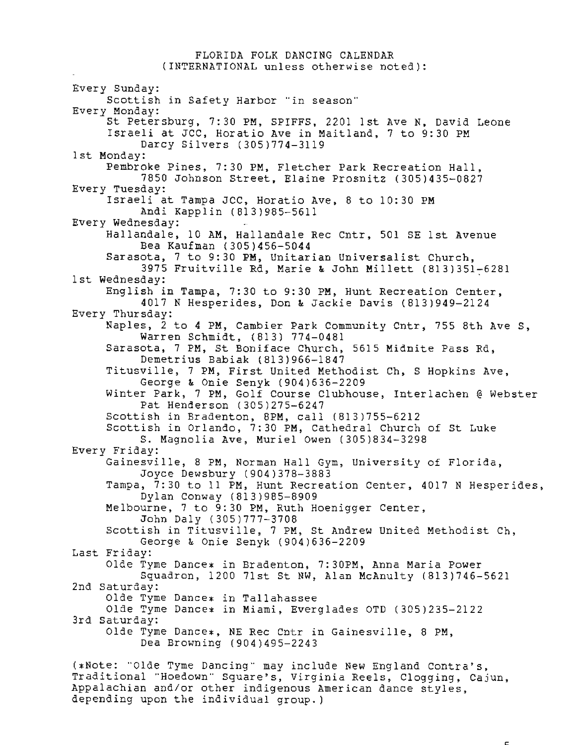# FLORIDA FOLK DANCING CALENDAR
(INTERNATIONAL unless otherwise noted):

**Every Sunday:**
- Scottish in Safety Harbor "in season"

**Every Monday:**
- St Petersburg, 7:30 PM, SPIFFS, 2201 1st Ave N, David Leone
- Israeli at JCC, Horatio Ave in Maitland, 7 to 9:30 PM
  Darcy Silvers (305)774-3119

**1st Monday:**
- Pembroke Pines, 7:30 PM, Fletcher Park Recreation Hall,
  7850 Johnson Street, Elaine Prosnitz (305)435-0827

**Every Tuesday:**
- Israeli at Tampa JCC, Horatio Ave, 8 to 10:30 PM
  Andi Kapplin (813)985-5611

**Every Wednesday:**
- Hallandale, 10 AM, Hallandale Rec Cntr, 501 SE 1st Avenue
  Bea Kaufman (305)456-5044
- Sarasota, 7 to 9:30 PM, Unitarian Universalist Church,
  3975 Fruitville Rd, Marie & John Millett (813)351-6281

**1st Wednesday:**
- English in Tampa, 7:30 to 9:30 PM, Hunt Recreation Center,
  4017 N Hesperides, Don & Jackie Davis (813)949-2124

**Every Thursday:**
- Naples, 2 to 4 PM, Cambier Park Community Cntr, 755 8th Ave S,
  Warren Schmidt, (813) 774-0481
- Sarasota, 7 PM, St Boniface Church, 5615 Midnite Pass Rd,
  Demetrius Babiak (813)966-1847
- Titusville, 7 PM, First United Methodist Ch, S Hopkins Ave,
  George & Onie Senyk (904)636-2209
- Winter Park, 7 PM, Golf Course Clubhouse, Interlachen @ Webster
  Pat Henderson (305)275-6247
- Scottish in Bradenton, 8PM, call (813)755-6212
- Scottish in Orlando, 7:30 PM, Cathedral Church of St Luke
  S. Magnolia Ave, Muriel Owen (305)834-3298

**Every Friday:**
- Gainesville, 8 PM, Norman Hall Gym, University of Florida,
  Joyce Dewsbury (904)378-3883
- Tampa, 7:30 to 11 PM, Hunt Recreation Center, 4017 N Hesperides,
  Dylan Conway (813)985-8909
- Melbourne, 7 to 9:30 PM, Ruth Hoenigger Center,
  John Daly (305)777-3708
- Scottish in Titusville, 7 PM, St Andrew United Methodist Ch,
  George & Onie Senyk (904)636-2209

**Last Friday:**
- Olde Tyme Dance* in Bradenton, 7:30PM, Anna Maria Power
  Squadron, 1200 71st St NW, Alan McAnulty (813)746-5621

**2nd Saturday:**
- Olde Tyme Dance* in Tallahassee
- Olde Tyme Dance* in Miami, Everglades OTD (305)235-2122

**3rd Saturday:**
- Olde Tyme Dance*, NE Rec Cntr in Gainesville, 8 PM,
  Dea Browning (904)495-2243

(*Note: "Olde Tyme Dancing" may include New England Contra's, Traditional "Hoedown" Square's, Virginia Reels, Clogging, Cajun, Appalachian and/or other indigenous American dance styles, depending upon the individual group.)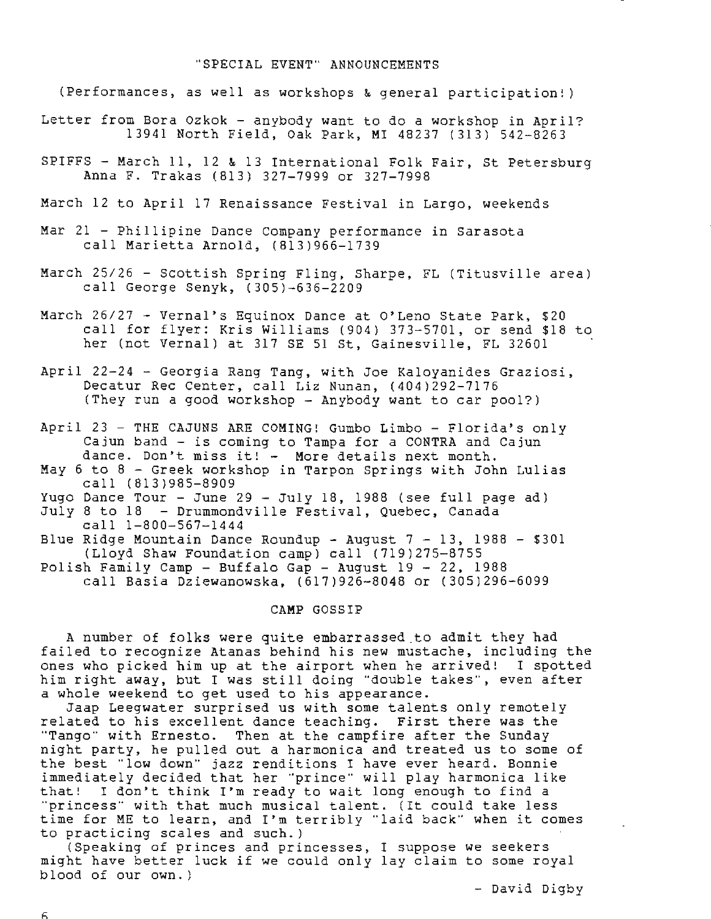## "SPECIAL EVENT" ANNOUNCEMENTS

(Performances, as well as workshops & general participation!)

Letter from Bora Ozkok - anybody want to do a workshop in April?
13941 North Field, Oak Park, MI 48237 (313) 542-8263

SPIFFS - March 11, 12 & 13 International Folk Fair, St Petersburg
Anna F. Trakas (813) 327-7999 or 327-7998

March 12 to April 17 Renaissance Festival in Largo, weekends

Mar 21 - Phillipine Dance Company performance in Sarasota
call Marietta Arnold, (813)966-1739

March 25/26 - Scottish Spring Fling, Sharpe, FL (Titusville area)
call George Senyk, (305)-636-2209

March 26/27 - Vernal's Equinox Dance at O'Leno State Park, $20
call for flyer: Kris Williams (904) 373-5701, or send $18 to her (not Vernal) at 317 SE 51 St, Gainesville, FL 32601

April 22-24 - Georgia Rang Tang, with Joe Kaloyanides Graziosi, Decatur Rec Center, call Liz Nunan, (404)292-7176
(They run a good workshop - Anybody want to car pool?)

April 23 - THE CAJUNS ARE COMING! Gumbo Limbo - Florida's only Cajun band - is coming to Tampa for a CONTRA and Cajun dance. Don't miss it! - More details next month.

May 6 to 8 - Greek workshop in Tarpon Springs with John Lulias
call (813)985-8909

Yugo Dance Tour - June 29 - July 18, 1988 (see full page ad)

July 8 to 18 - Drummondville Festival, Quebec, Canada
call 1-800-567-1444

Blue Ridge Mountain Dance Roundup - August 7 - 13, 1988 - $301
(Lloyd Shaw Foundation camp) call (719)275-8755

Polish Family Camp - Buffalo Gap - August 19 - 22, 1988
call Basia Dziewanowska, (617)926-8048 or (305)296-6099

## CAMP GOSSIP

A number of folks were quite embarrassed to admit they had failed to recognize Atanas behind his new mustache, including the ones who picked him up at the airport when he arrived! I spotted him right away, but I was still doing "double takes", even after a whole weekend to get used to his appearance.

Jaap Leegwater surprised us with some talents only remotely related to his excellent dance teaching. First there was the "Tango" with Ernesto. Then at the campfire after the Sunday night party, he pulled out a harmonica and treated us to some of the best "low down" jazz renditions I have ever heard. Bonnie immediately decided that her "prince" will play harmonica like that! I don't think I'm ready to wait long enough to find a "princess" with that much musical talent. (It could take less time for ME to learn, and I'm terribly "laid back" when it comes to practicing scales and such.)

(Speaking of princes and princesses, I suppose we seekers might have better luck if we could only lay claim to some royal blood of our own.)

- David Digby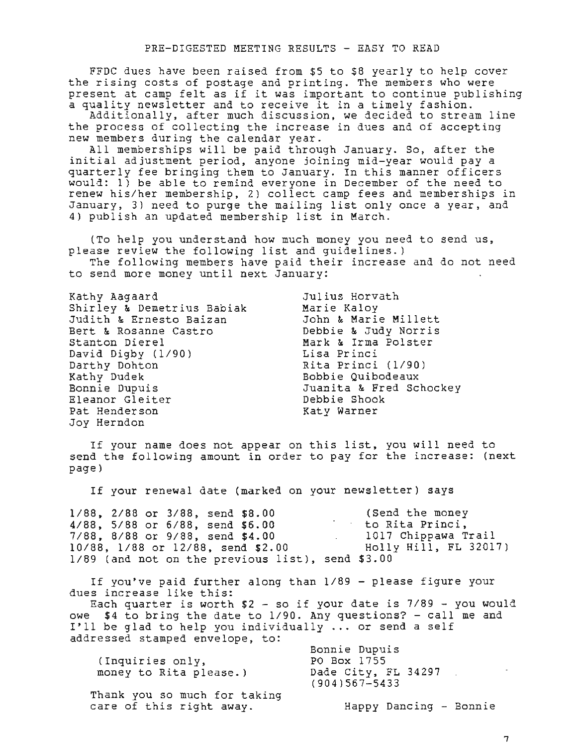## PRE-DIGESTED MEETING RESULTS - EASY TO READ

FFDC dues have been raised from $5 to $8 yearly to help cover the rising costs of postage and printing. The members who were present at camp felt as if it was important to continue publishing a quality newsletter and to receive it in a timely fashion.

Additionally, after much discussion, we decided to stream line the process of collecting the increase in dues and of accepting new members during the calendar year.

All memberships will be paid through January. So, after the initial adjustment period, anyone joining mid-year would pay a quarterly fee bringing them to January. In this manner officers would: 1) be able to remind everyone in December of the need to renew his/her membership, 2) collect camp fees and memberships in January, 3) need to purge the mailing list only once a year, and 4) publish an updated membership list in March.

(To help you understand how much money you need to send us, please review the following list and guidelines.)

The following members have paid their increase and do not need to send more money until next January:

Kathy Aagaard
Shirley & Demetrius Babiak
Judith & Ernesto Baizan
Bert & Rosanne Castro
Stanton Dierel
David Digby (1/90)
Darthy Dohton
Kathy Dudek
Bonnie Dupuis
Eleanor Gleiter
Pat Henderson
Joy Herndon
Julius Horvath
Marie Kaloy
John & Marie Millett
Debbie & Judy Norris
Mark & Irma Polster
Lisa Princi
Rita Princi (1/90)
Bobbie Quibodeaux
Juanita & Fred Schockey
Debbie Shook
Katy Warner

If your name does not appear on this list, you will need to send the following amount in order to pay for the increase: (next page)

If your renewal date (marked on your newsletter) says

1/88, 2/88 or 3/88, send $8.00
4/88, 5/88 or 6/88, send $6.00
7/88, 8/88 or 9/88, send $4.00
10/88, 1/88 or 12/88, send $2.00
1/89 (and not on the previous list), send $3.00

(Send the money to Rita Princi, 1017 Chippawa Trail Holly Hill, FL 32017)

If you've paid further along than 1/89 - please figure your dues increase like this:

Each quarter is worth $2 - so if your date is 7/89 - you would owe $4 to bring the date to 1/90. Any questions? - call me and I'll be glad to help you individually ... or send a self addressed stamped envelope, to:

(Inquiries only, money to Rita please.)

Bonnie Dupuis
PO Box 1755
Dade City, FL 34297
(904)567-5433

Thank you so much for taking care of this right away.

Happy Dancing - Bonnie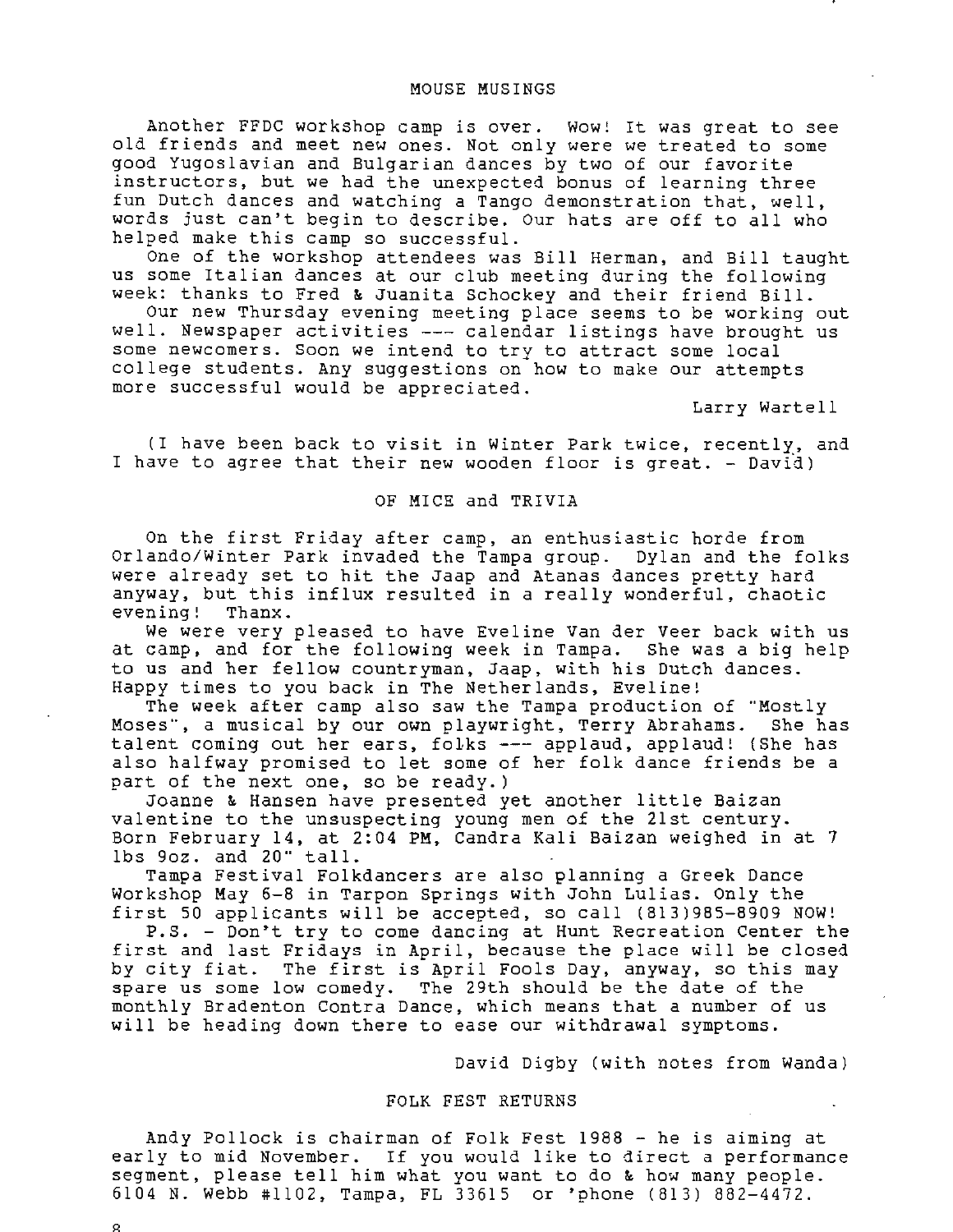## MOUSE MUSINGS

Another FFDC workshop camp is over. Wow! It was great to see old friends and meet new ones. Not only were we treated to some good Yugoslavian and Bulgarian dances by two of our favorite instructors, but we had the unexpected bonus of learning three fun Dutch dances and watching a Tango demonstration that, well, words just can't begin to describe. Our hats are off to all who helped make this camp so successful.

One of the workshop attendees was Bill Herman, and Bill taught us some Italian dances at our club meeting during the following week: thanks to Fred & Juanita Schockey and their friend Bill.

Our new Thursday evening meeting place seems to be working out well. Newspaper activities --- calendar listings have brought us some newcomers. Soon we intend to try to attract some local college students. Any suggestions on how to make our attempts more successful would be appreciated.

Larry Wartell

(I have been back to visit in Winter Park twice, recently, and I have to agree that their new wooden floor is great. - David)

## OF MICE and TRIVIA

On the first Friday after camp, an enthusiastic horde from Orlando/Winter Park invaded the Tampa group. Dylan and the folks were already set to hit the Jaap and Atanas dances pretty hard anyway, but this influx resulted in a really wonderful, chaotic evening! Thanx.

We were very pleased to have Eveline Van der Veer back with us at camp, and for the following week in Tampa. She was a big help to us and her fellow countryman, Jaap, with his Dutch dances. Happy times to you back in The Netherlands, Eveline!

The week after camp also saw the Tampa production of "Mostly Moses", a musical by our own playwright, Terry Abrahams. She has talent coming out her ears, folks --- applaud, applaud! (She has also halfway promised to let some of her folk dance friends be a part of the next one, so be ready.)

Joanne & Hansen have presented yet another little Baizan valentine to the unsuspecting young men of the 21st century. Born February 14, at 2:04 PM, Candra Kali Baizan weighed in at 7 lbs 9oz. and 20" tall.

Tampa Festival Folkdancers are also planning a Greek Dance Workshop May 6-8 in Tarpon Springs with John Lulias. Only the first 50 applicants will be accepted, so call (813)985-8909 NOW!

P.S. - Don't try to come dancing at Hunt Recreation Center the first and last Fridays in April, because the place will be closed by city fiat. The first is April Fools Day, anyway, so this may spare us some low comedy. The 29th should be the date of the monthly Bradenton Contra Dance, which means that a number of us will be heading down there to ease our withdrawal symptoms.

David Digby (with notes from Wanda)

## FOLK FEST RETURNS

Andy Pollock is chairman of Folk Fest 1988 - he is aiming at early to mid November. If you would like to direct a performance segment, please tell him what you want to do & how many people. 6104 N. Webb #1102, Tampa, FL 33615 or 'phone (813) 882-4472.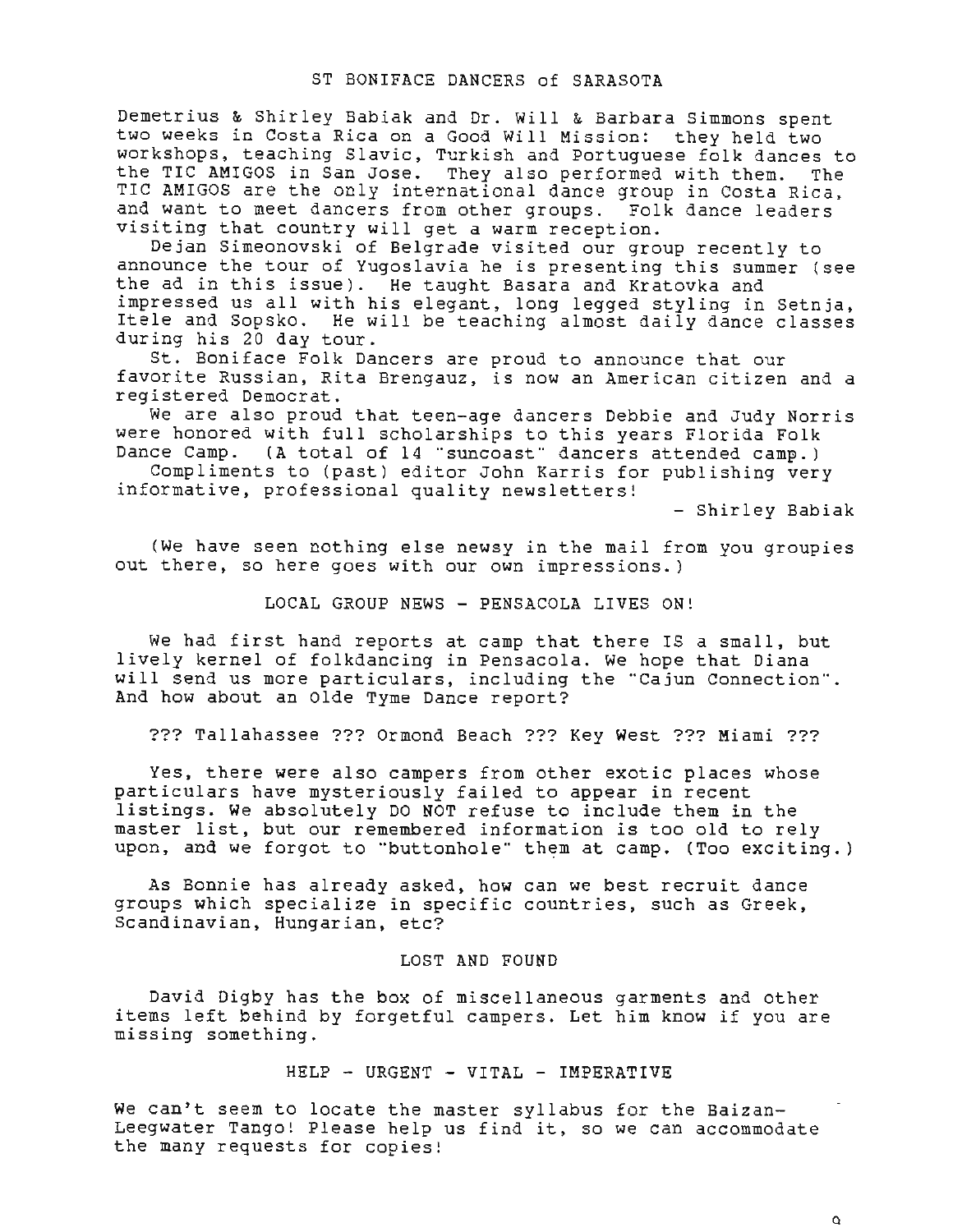## ST BONIFACE DANCERS of SARASOTA

Demetrius & Shirley Babiak and Dr. Will & Barbara Simmons spent two weeks in Costa Rica on a Good Will Mission: they held two workshops, teaching Slavic, Turkish and Portuguese folk dances to the TIC AMIGOS in San Jose. They also performed with them. The TIC AMIGOS are the only international dance group in Costa Rica, and want to meet dancers from other groups. Folk dance leaders visiting that country will get a warm reception.

Dejan Simeonovski of Belgrade visited our group recently to announce the tour of Yugoslavia he is presenting this summer (see the ad in this issue). He taught Basara and Kratovka and impressed us all with his elegant, long legged styling in Setnja, Itele and Sopsko. He will be teaching almost daily dance classes during his 20 day tour.

St. Boniface Folk Dancers are proud to announce that our favorite Russian, Rita Brengauz, is now an American citizen and a registered Democrat.

We are also proud that teen-age dancers Debbie and Judy Norris were honored with full scholarships to this years Florida Folk Dance Camp. (A total of 14 "suncoast" dancers attended camp.)

Compliments to (past) editor John Karris for publishing very informative, professional quality newsletters!

- Shirley Babiak

(We have seen nothing else newsy in the mail from you groupies out there, so here goes with our own impressions.)

## LOCAL GROUP NEWS - PENSACOLA LIVES ON!

We had first hand reports at camp that there IS a small, but lively kernel of folkdancing in Pensacola. We hope that Diana will send us more particulars, including the "Cajun Connection". And how about an Olde Tyme Dance report?

??? Tallahassee ??? Ormond Beach ??? Key West ??? Miami ???

Yes, there were also campers from other exotic places whose particulars have mysteriously failed to appear in recent listings. We absolutely DO NOT refuse to include them in the master list, but our remembered information is too old to rely upon, and we forgot to "buttonhole" them at camp. (Too exciting.)

As Bonnie has already asked, how can we best recruit dance groups which specialize in specific countries, such as Greek, Scandinavian, Hungarian, etc?

## LOST AND FOUND

David Digby has the box of miscellaneous garments and other items left behind by forgetful campers. Let him know if you are missing something.

## HELP - URGENT - VITAL - IMPERATIVE

We can't seem to locate the master syllabus for the Baizan-Leegwater Tango! Please help us find it, so we can accommodate the many requests for copies!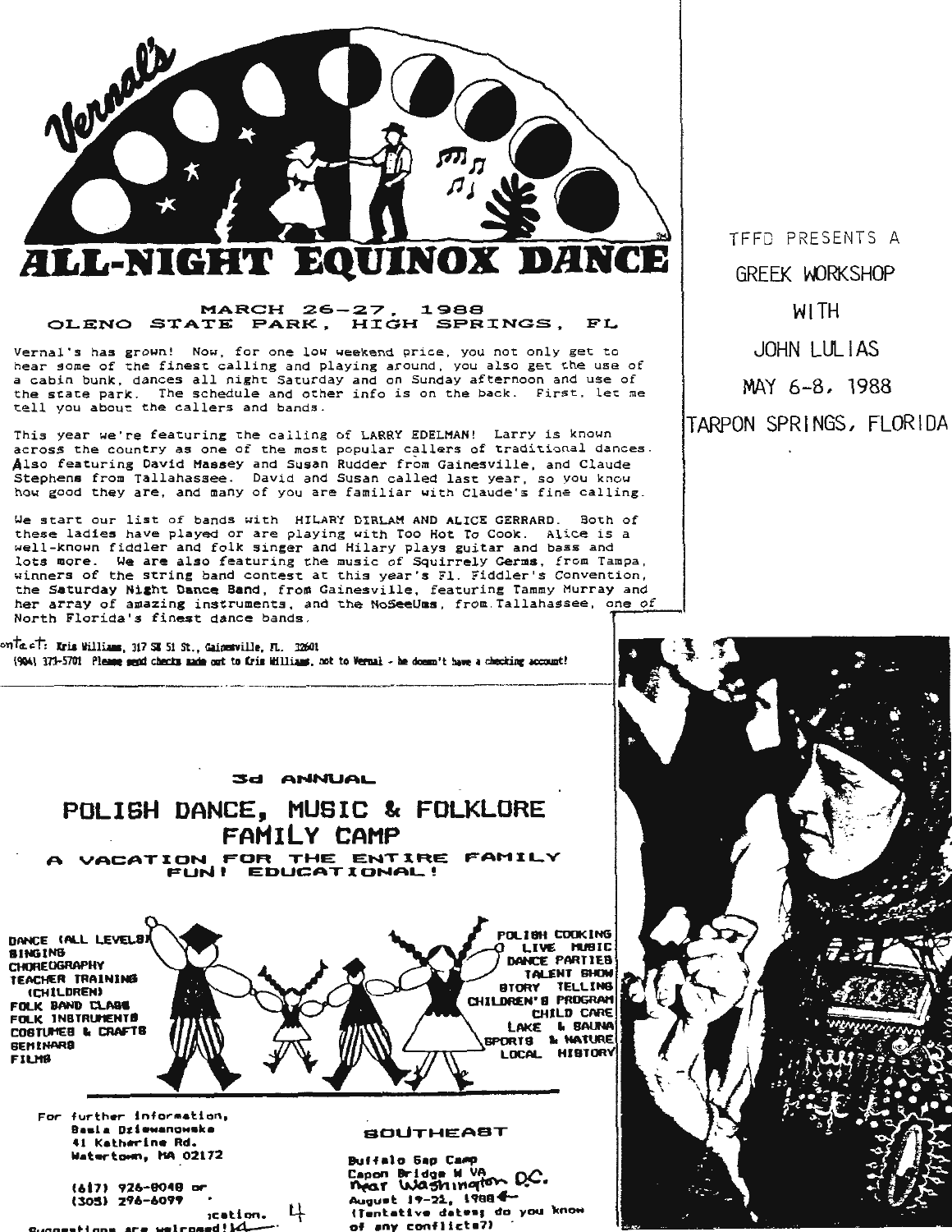# Vernal's ALL-NIGHT EQUINOX DANCE

**MARCH 26–27, 1988**
**OLENO STATE PARK, HIGH SPRINGS, FL**

Vernal's has grown! Now, for one low weekend price, you not only get to hear some of the finest calling and playing around, you also get the use of a cabin bunk, dances all night Saturday and on Sunday afternoon and use of the state park. The schedule and other info is on the back. First, let me tell you about the callers and bands.

This year we're featuring the calling of LARRY EDELMAN! Larry is known across the country as one of the most popular callers of traditional dances. Also featuring David Massey and Susan Rudder from Gainesville, and Claude Stephens from Tallahassee. David and Susan called last year, so you know how good they are, and many of you are familiar with Claude's fine calling.

We start our list of bands with HILARY DIRLAM AND ALICE GERRARD. Both of these ladies have played or are playing with Too Hot To Cook. Alice is a well-known fiddler and folk singer and Hilary plays guitar and bass and lots more. We are also featuring the music of Squirrely Germs, from Tampa, winners of the string band contest at this year's Fl. Fiddler's Convention, the Saturday Night Dance Band, from Gainesville, featuring Tammy Murray and her array of amazing instruments, and the NoSeeUms, from Tallahassee, one of North Florida's finest dance bands.

Contact: Kris Williams, 317 SW 51 St., Gainesville, FL. 32601
(904) 373-5701 Please send checks made out to Kris Williams, not to Vernal - he doesn't have a checking account!

TFFD PRESENTS A
GREEK WORKSHOP
WITH
JOHN LULIAS
MAY 6-8, 1988
TARPON SPRINGS, FLORIDA

3d ANNUAL

## POLISH DANCE, MUSIC & FOLKLORE FAMILY CAMP

**A VACATION FOR THE ENTIRE FAMILY**
**FUN! EDUCATIONAL!**

- DANCE (ALL LEVELS)
- SINGING
- CHOREOGRAPHY
- TEACHER TRAINING (CHILDREN)
- FOLK BAND CLASS
- FOLK INSTRUMENTS
- COSTUMES & CRAFTS
- SEMINARS
- FILMS

- POLISH COOKING
- LIVE MUSIC
- DANCE PARTIES
- TALENT SHOW
- STORY TELLING
- CHILDREN'S PROGRAM
- CHILD CARE
- LAKE & SAUNA
- SPORTS & NATURE
- LOCAL HISTORY

For further information,
Basia Dziewanowska
41 Katherine Rd.
Watertown, MA 02172

(617) 926-8048 or
(305) 296-6099

...cation.

Suggestions are welcomed!

SOUTHEAST

Buffalo Gap Camp
Capon Bridge W VA
near Washington D.C.
August 19-21, 1988
(Tentative dates; do you know of any conflicts?)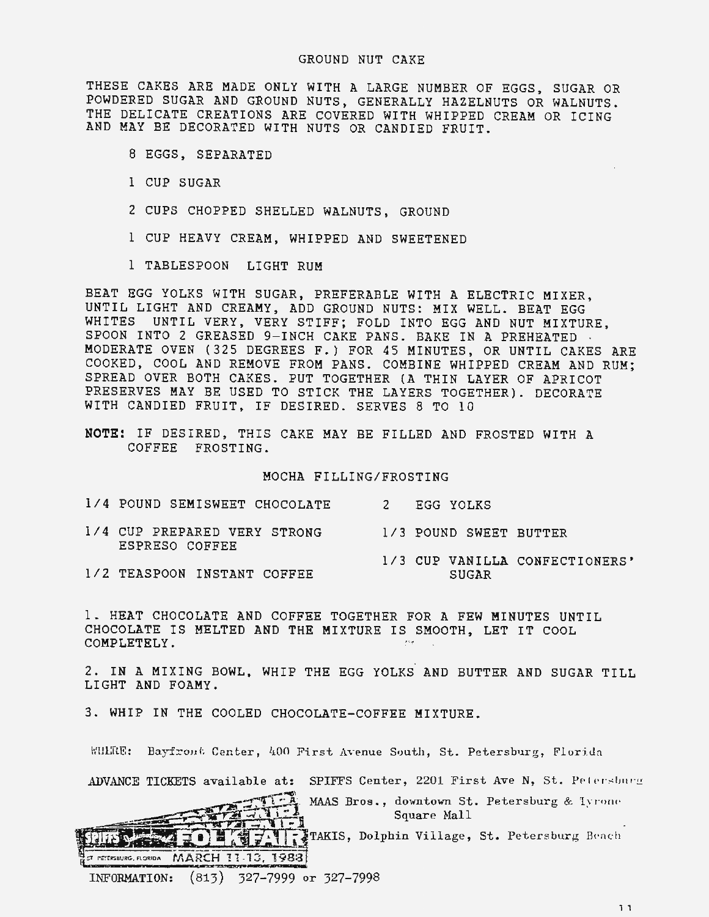# GROUND NUT CAKE

THESE CAKES ARE MADE ONLY WITH A LARGE NUMBER OF EGGS, SUGAR OR POWDERED SUGAR AND GROUND NUTS, GENERALLY HAZELNUTS OR WALNUTS. THE DELICATE CREATIONS ARE COVERED WITH WHIPPED CREAM OR ICING AND MAY BE DECORATED WITH NUTS OR CANDIED FRUIT.

- 8 EGGS, SEPARATED
- 1 CUP SUGAR
- 2 CUPS CHOPPED SHELLED WALNUTS, GROUND
- 1 CUP HEAVY CREAM, WHIPPED AND SWEETENED
- 1 TABLESPOON LIGHT RUM

BEAT EGG YOLKS WITH SUGAR, PREFERABLE WITH A ELECTRIC MIXER, UNTIL LIGHT AND CREAMY, ADD GROUND NUTS: MIX WELL. BEAT EGG WHITES UNTIL VERY, VERY STIFF; FOLD INTO EGG AND NUT MIXTURE, SPOON INTO 2 GREASED 9-INCH CAKE PANS. BAKE IN A PREHEATED MODERATE OVEN (325 DEGREES F.) FOR 45 MINUTES, OR UNTIL CAKES ARE COOKED, COOL AND REMOVE FROM PANS. COMBINE WHIPPED CREAM AND RUM; SPREAD OVER BOTH CAKES. PUT TOGETHER (A THIN LAYER OF APRICOT PRESERVES MAY BE USED TO STICK THE LAYERS TOGETHER). DECORATE WITH CANDIED FRUIT, IF DESIRED. SERVES 8 TO 10

**NOTE:** IF DESIRED, THIS CAKE MAY BE FILLED AND FROSTED WITH A COFFEE FROSTING.

## MOCHA FILLING/FROSTING

- 1/4 POUND SEMISWEET CHOCOLATE
- 1/4 CUP PREPARED VERY STRONG ESPRESO COFFEE
- 1/2 TEASPOON INSTANT COFFEE
- 2 EGG YOLKS
- 1/3 POUND SWEET BUTTER
- 1/3 CUP VANILLA CONFECTIONERS' SUGAR

1. HEAT CHOCOLATE AND COFFEE TOGETHER FOR A FEW MINUTES UNTIL CHOCOLATE IS MELTED AND THE MIXTURE IS SMOOTH, LET IT COOL COMPLETELY.

2. IN A MIXING BOWL, WHIP THE EGG YOLKS AND BUTTER AND SUGAR TILL LIGHT AND FOAMY.

3. WHIP IN THE COOLED CHOCOLATE-COFFEE MIXTURE.

WHERE: Bayfront Center, 400 First Avenue South, St. Petersburg, Florida

ADVANCE TICKETS available at: SPIFFS Center, 2201 First Ave N, St. Petersburg
MAAS Bros., downtown St. Petersburg & Tyrone Square Mall
TAKIS, Dolphin Village, St. Petersburg Beach

SPIFFS FOLK FAIR — ST. PETERSBURG, FLORIDA MARCH 11-13, 1983

INFORMATION: (813) 327-7999 or 327-7998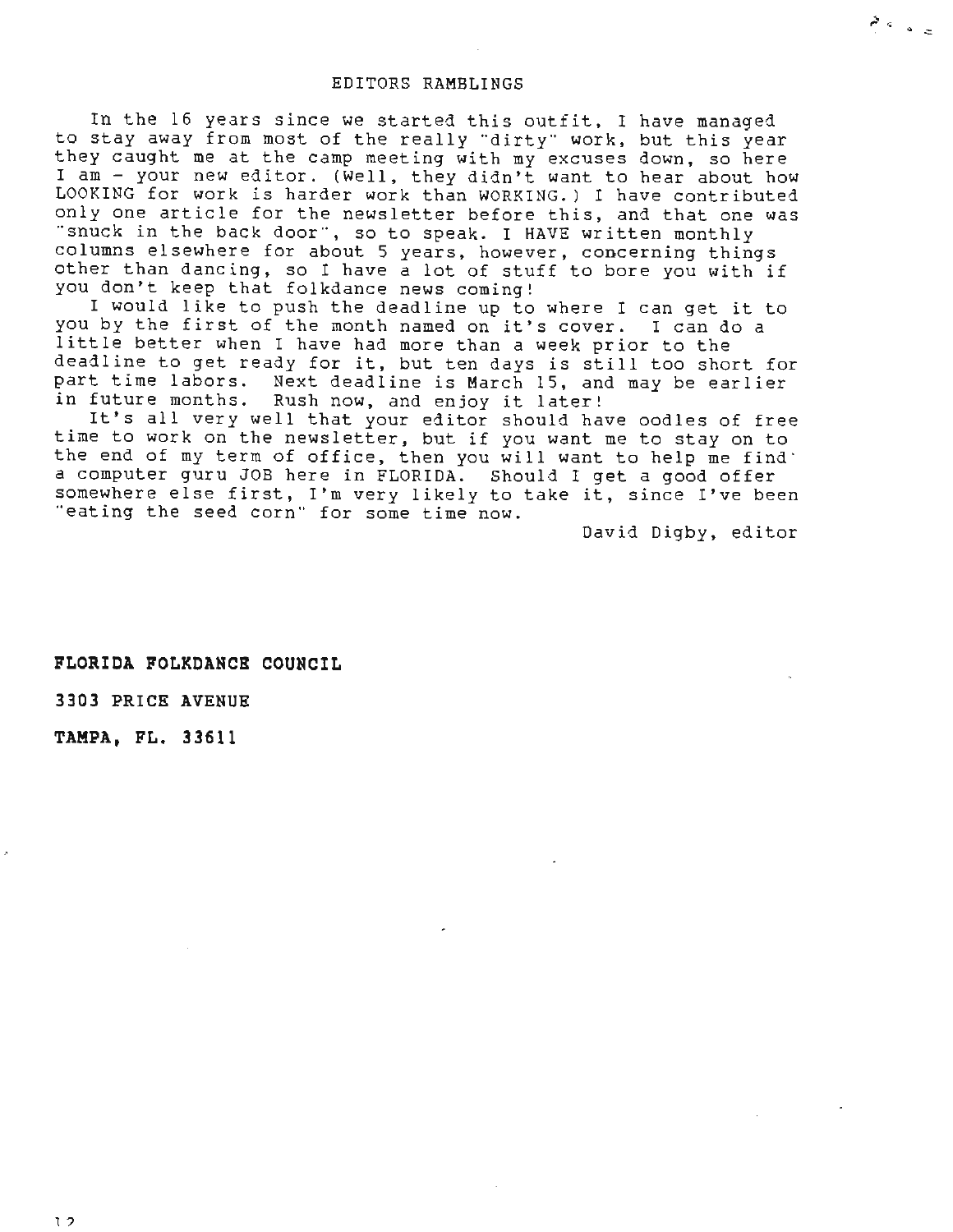## EDITORS RAMBLINGS

In the 16 years since we started this outfit, I have managed to stay away from most of the really "dirty" work, but this year they caught me at the camp meeting with my excuses down, so here I am - your new editor. (Well, they didn't want to hear about how LOOKING for work is harder work than WORKING.) I have contributed only one article for the newsletter before this, and that one was "snuck in the back door", so to speak. I HAVE written monthly columns elsewhere for about 5 years, however, concerning things other than dancing, so I have a lot of stuff to bore you with if you don't keep that folkdance news coming!

I would like to push the deadline up to where I can get it to you by the first of the month named on it's cover. I can do a little better when I have had more than a week prior to the deadline to get ready for it, but ten days is still too short for part time labors. Next deadline is March 15, and may be earlier in future months. Rush now, and enjoy it later!

It's all very well that your editor should have oodles of free time to work on the newsletter, but if you want me to stay on to the end of my term of office, then you will want to help me find a computer guru JOB here in FLORIDA. Should I get a good offer somewhere else first, I'm very likely to take it, since I've been "eating the seed corn" for some time now.

David Digby, editor

**FLORIDA FOLKDANCE COUNCIL**

**3303 PRICE AVENUE**

**TAMPA, FL. 33611**